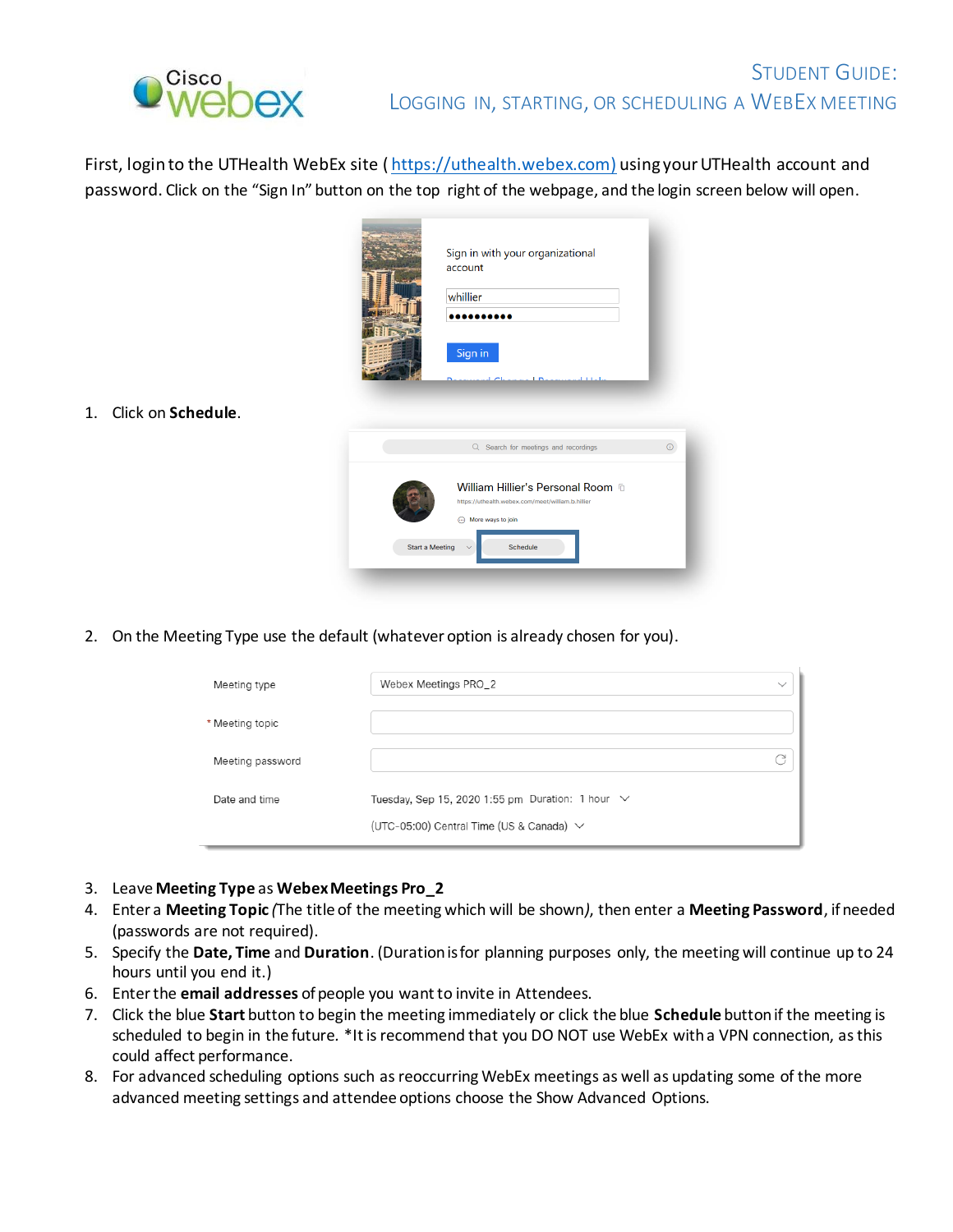# Student Guide: Logging in, Starting, or Scheduling a WebEx Meeting

First, login to the UTHealth WebEx site ( https://uthealth.webex.com) using your UTHealth account and password. Click on the "Sign In" button on the top right of the webpage, and the login screen below will open.

1. Click on **Schedule**.

2. On the Meeting Type use the default (whatever option is already chosen for you).

3. Leave **Meeting Type** as **Webex Meetings Pro_2**
4. Enter a **Meeting Topic** *(The title of the meeting which will be shown)*, then enter a **Meeting Password**, if needed (passwords are not required).
5. Specify the **Date, Time** and **Duration**. (Duration is for planning purposes only, the meeting will continue up to 24 hours until you end it.)
6. Enter the **email addresses** of people you want to invite in Attendees.
7. Click the blue **Start** button to begin the meeting immediately or click the blue **Schedule** button if the meeting is scheduled to begin in the future. *It is recommend that you DO NOT use WebEx with a VPN connection, as this could affect performance.
8. For advanced scheduling options such as reoccurring WebEx meetings as well as updating some of the more advanced meeting settings and attendee options choose the Show Advanced Options.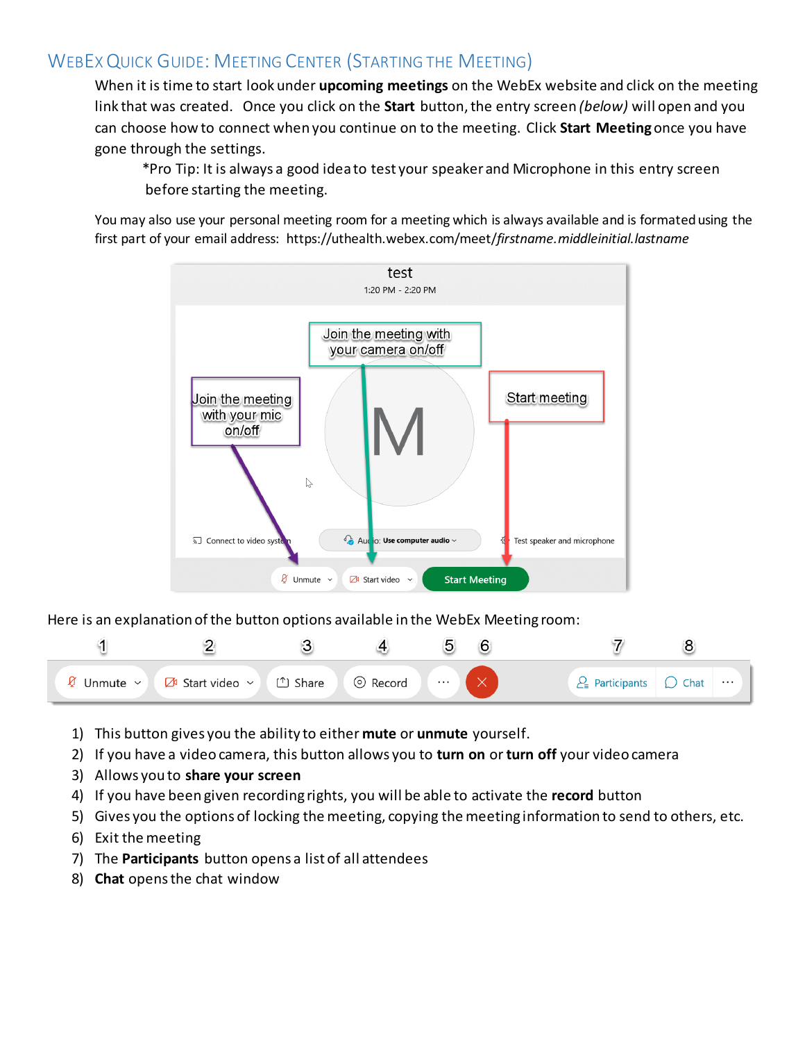## WebEx Quick Guide: Meeting Center (Starting the Meeting)

When it is time to start look under **upcoming meetings** on the WebEx website and click on the meeting link that was created. Once you click on the **Start** button, the entry screen *(below)* will open and you can choose how to connect when you continue on to the meeting. Click **Start Meeting** once you have gone through the settings.

*Pro Tip: It is always a good idea to test your speaker and Microphone in this entry screen before starting the meeting.

You may also use your personal meeting room for a meeting which is always available and is formated using the first part of your email address: https://uthealth.webex.com/meet/*firstname.middleinitial.lastname*

test

1:20 PM - 2:20 PM

Join the meeting with your camera on/off

Join the meeting with your mic on/off

Start meeting

Connect to video system

Audio: Use computer audio

Test speaker and microphone

Unmute

Start video

Start Meeting

Here is an explanation of the button options available in the WebEx Meeting room:

1 Unmute

2 Start video

3 Share

4 Record

5 ...

6 X

7 Participants

8 Chat

1) This button gives you the ability to either **mute** or **unmute** yourself.
2) If you have a video camera, this button allows you to **turn on** or **turn off** your video camera
3) Allows you to **share your screen**
4) If you have been given recording rights, you will be able to activate the **record** button
5) Gives you the options of locking the meeting, copying the meeting information to send to others, etc.
6) Exit the meeting
7) The **Participants** button opens a list of all attendees
8) **Chat** opens the chat window